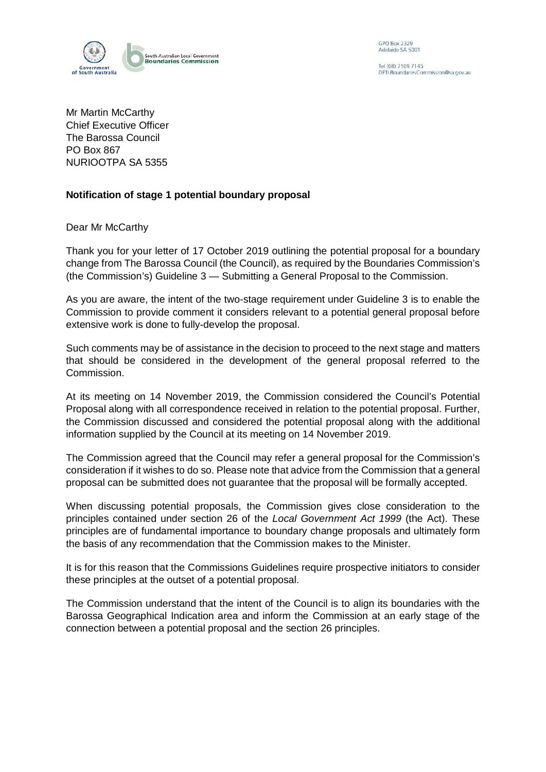South Australian Local Government
**Boundaries Commission**

GPO Box 2329
Adelaide SA 5001

Tel (08) 7109 7145
DPTI.BoundariesCommission@sa.gov.au

Mr Martin McCarthy
Chief Executive Officer
The Barossa Council
PO Box 867
NURIOOTPA SA 5355

**Notification of stage 1 potential boundary proposal**

Dear Mr McCarthy

Thank you for your letter of 17 October 2019 outlining the potential proposal for a boundary change from The Barossa Council (the Council), as required by the Boundaries Commission's (the Commission's) Guideline 3 — Submitting a General Proposal to the Commission.

As you are aware, the intent of the two-stage requirement under Guideline 3 is to enable the Commission to provide comment it considers relevant to a potential general proposal before extensive work is done to fully-develop the proposal.

Such comments may be of assistance in the decision to proceed to the next stage and matters that should be considered in the development of the general proposal referred to the Commission.

At its meeting on 14 November 2019, the Commission considered the Council's Potential Proposal along with all correspondence received in relation to the potential proposal. Further, the Commission discussed and considered the potential proposal along with the additional information supplied by the Council at its meeting on 14 November 2019.

The Commission agreed that the Council may refer a general proposal for the Commission's consideration if it wishes to do so. Please note that advice from the Commission that a general proposal can be submitted does not guarantee that the proposal will be formally accepted.

When discussing potential proposals, the Commission gives close consideration to the principles contained under section 26 of the *Local Government Act 1999* (the Act). These principles are of fundamental importance to boundary change proposals and ultimately form the basis of any recommendation that the Commission makes to the Minister.

It is for this reason that the Commissions Guidelines require prospective initiators to consider these principles at the outset of a potential proposal.

The Commission understand that the intent of the Council is to align its boundaries with the Barossa Geographical Indication area and inform the Commission at an early stage of the connection between a potential proposal and the section 26 principles.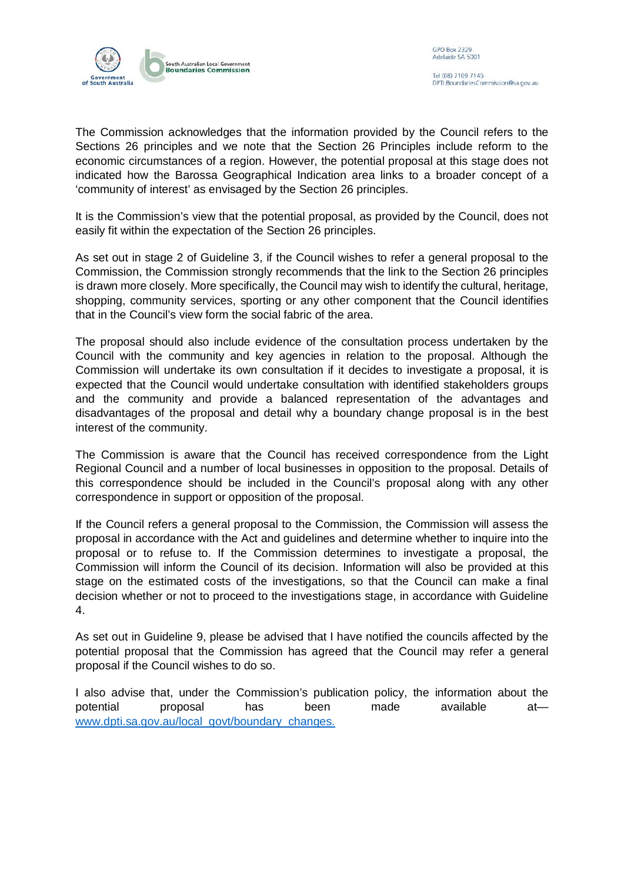The Commission acknowledges that the information provided by the Council refers to the Sections 26 principles and we note that the Section 26 Principles include reform to the economic circumstances of a region. However, the potential proposal at this stage does not indicated how the Barossa Geographical Indication area links to a broader concept of a 'community of interest' as envisaged by the Section 26 principles.

It is the Commission's view that the potential proposal, as provided by the Council, does not easily fit within the expectation of the Section 26 principles.

As set out in stage 2 of Guideline 3, if the Council wishes to refer a general proposal to the Commission, the Commission strongly recommends that the link to the Section 26 principles is drawn more closely. More specifically, the Council may wish to identify the cultural, heritage, shopping, community services, sporting or any other component that the Council identifies that in the Council's view form the social fabric of the area.

The proposal should also include evidence of the consultation process undertaken by the Council with the community and key agencies in relation to the proposal. Although the Commission will undertake its own consultation if it decides to investigate a proposal, it is expected that the Council would undertake consultation with identified stakeholders groups and the community and provide a balanced representation of the advantages and disadvantages of the proposal and detail why a boundary change proposal is in the best interest of the community.

The Commission is aware that the Council has received correspondence from the Light Regional Council and a number of local businesses in opposition to the proposal. Details of this correspondence should be included in the Council's proposal along with any other correspondence in support or opposition of the proposal.

If the Council refers a general proposal to the Commission, the Commission will assess the proposal in accordance with the Act and guidelines and determine whether to inquire into the proposal or to refuse to. If the Commission determines to investigate a proposal, the Commission will inform the Council of its decision. Information will also be provided at this stage on the estimated costs of the investigations, so that the Council can make a final decision whether or not to proceed to the investigations stage, in accordance with Guideline 4.

As set out in Guideline 9, please be advised that I have notified the councils affected by the potential proposal that the Commission has agreed that the Council may refer a general proposal if the Council wishes to do so.

I also advise that, under the Commission's publication policy, the information about the potential proposal has been made available at— [www.dpti.sa.gov.au/local_govt/boundary_changes.](www.dpti.sa.gov.au/local_govt/boundary_changes)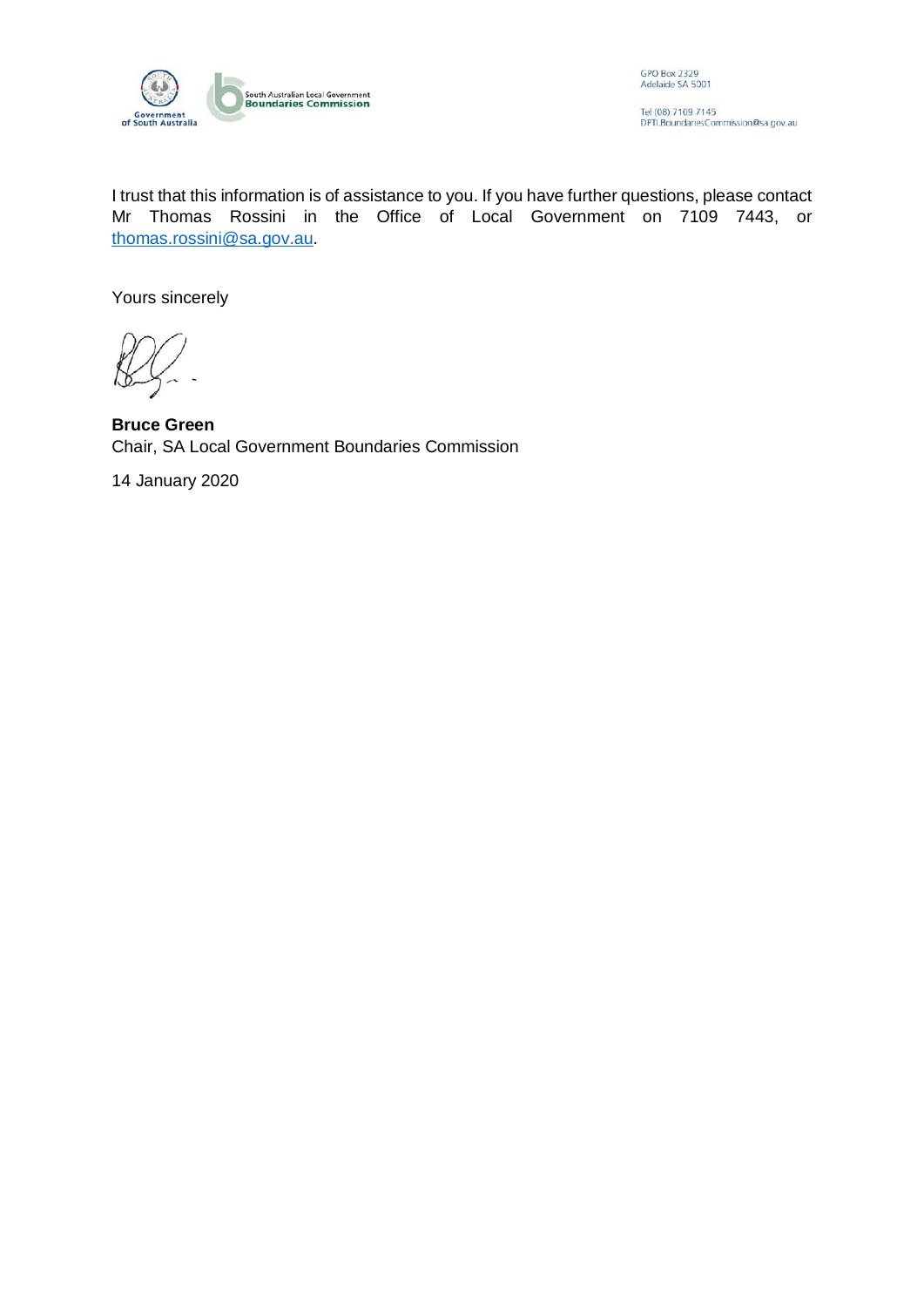GPO Box 2329
Adelaide SA 5001

Tel (08) 7109 7145
DPTI.BoundariesCommission@sa.gov.au

I trust that this information is of assistance to you. If you have further questions, please contact Mr Thomas Rossini in the Office of Local Government on 7109 7443, or thomas.rossini@sa.gov.au.

Yours sincerely

**Bruce Green**
Chair, SA Local Government Boundaries Commission

14 January 2020